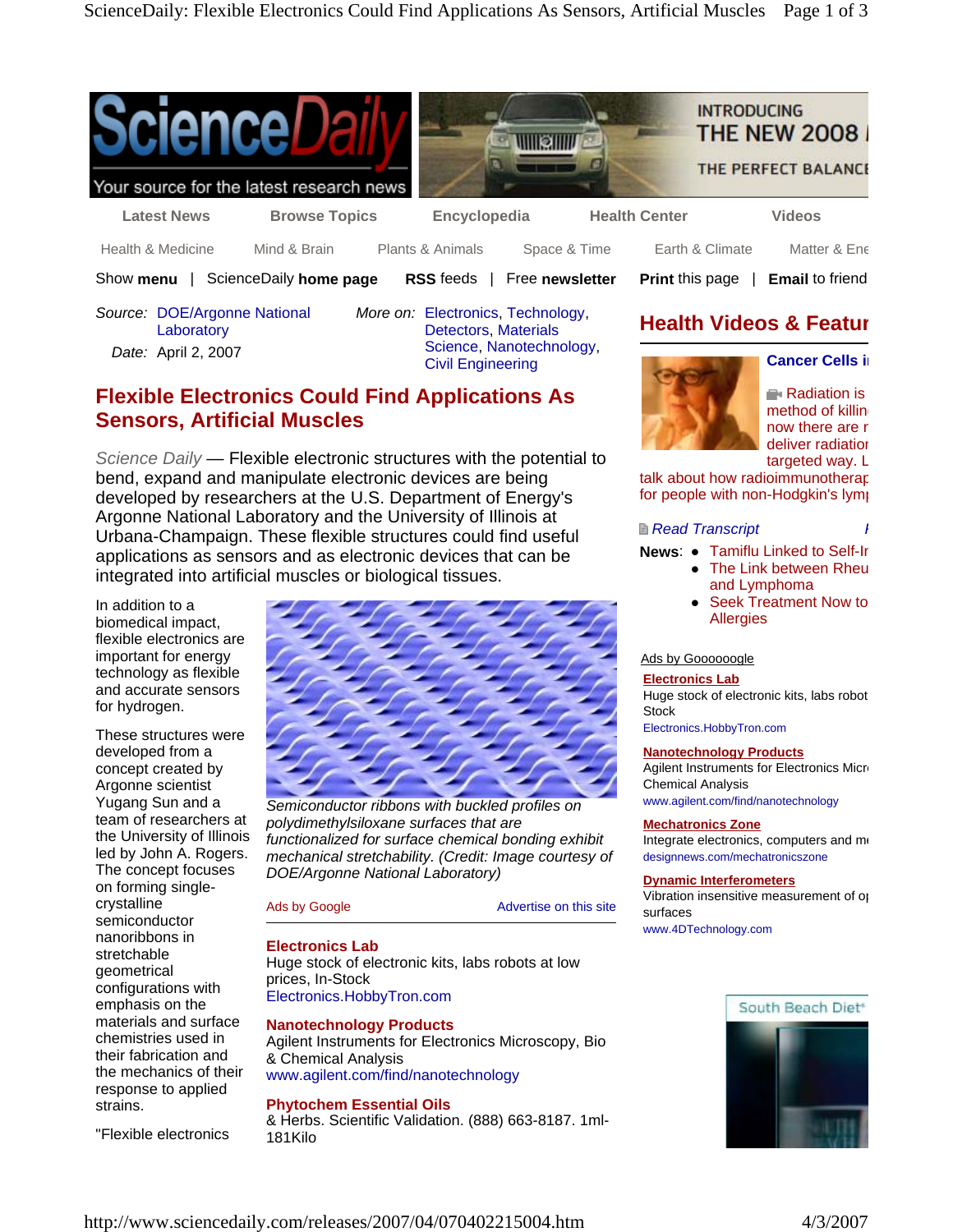Source: DOE/Argonne National Laboratory

Date: April 2, 2007

More on: Electronics, Technology, Detectors, Materials Science, Nanotechnology, Civil Engineering

# Flexible Electronics Could Find Applications As Sensors, Artificial Muscles

*Science Daily* — Flexible electronic structures with the potential to bend, expand and manipulate electronic devices are being developed by researchers at the U.S. Department of Energy's Argonne National Laboratory and the University of Illinois at Urbana-Champaign. These flexible structures could find useful applications as sensors and as electronic devices that can be integrated into artificial muscles or biological tissues.

In addition to a biomedical impact, flexible electronics are important for energy technology as flexible and accurate sensors for hydrogen.

These structures were developed from a concept created by Argonne scientist Yugang Sun and a team of researchers at the University of Illinois led by John A. Rogers. The concept focuses on forming single-crystalline semiconductor nanoribbons in stretchable geometrical configurations with emphasis on the materials and surface chemistries used in their fabrication and the mechanics of their response to applied strains.

*Semiconductor ribbons with buckled profiles on polydimethylsiloxane surfaces that are functionalized for surface chemical bonding exhibit mechanical stretchability. (Credit: Image courtesy of DOE/Argonne National Laboratory)*

"Flexible electronics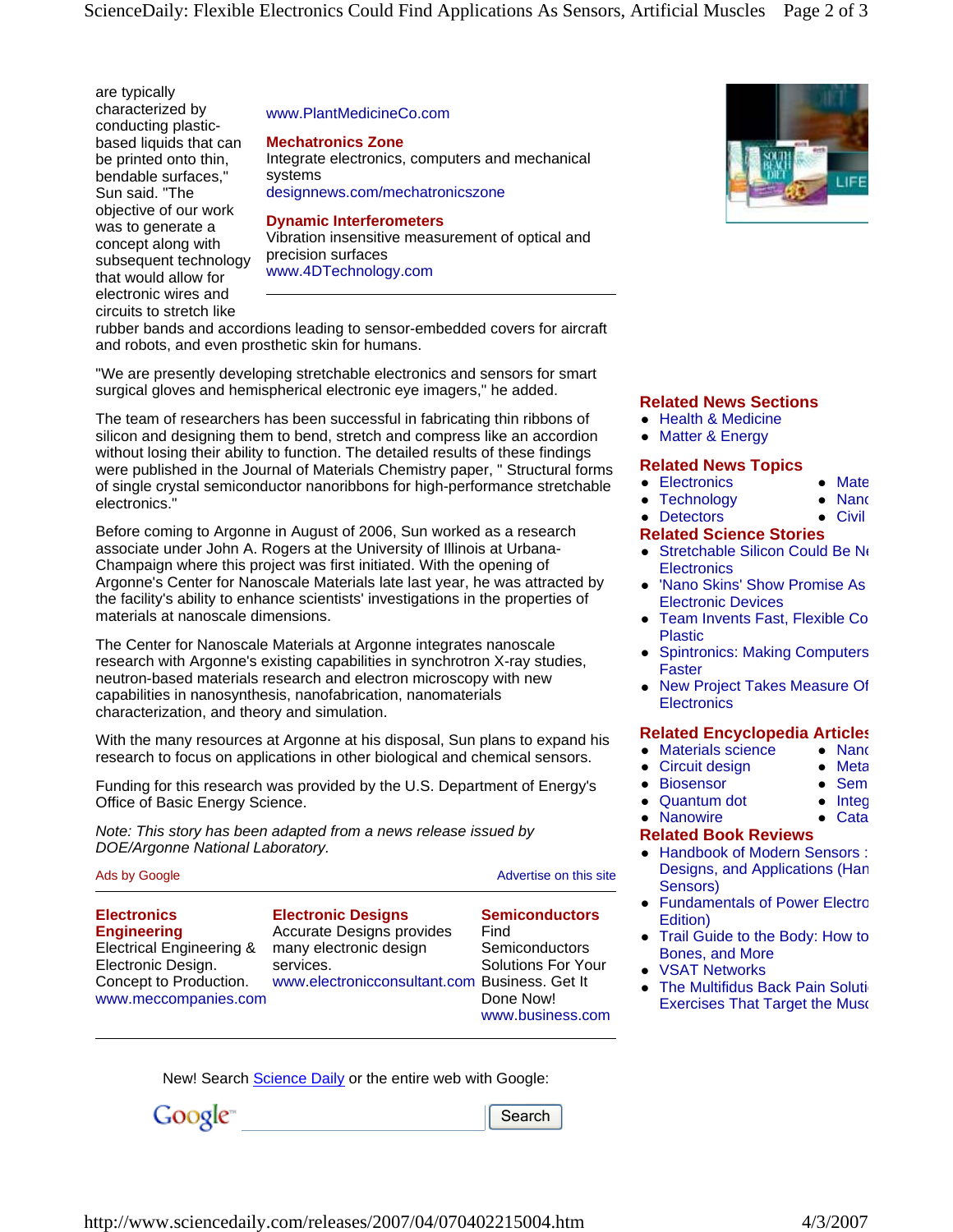are typically characterized by conducting plastic-based liquids that can be printed onto thin, bendable surfaces," Sun said. "The objective of our work was to generate a concept along with subsequent technology that would allow for electronic wires and circuits to stretch like rubber bands and accordions leading to sensor-embedded covers for aircraft and robots, and even prosthetic skin for humans.

www.PlantMedicineCo.com

**Mechatronics Zone**
Integrate electronics, computers and mechanical systems
designnews.com/mechatronicszone

**Dynamic Interferometers**
Vibration insensitive measurement of optical and precision surfaces
www.4DTechnology.com

---

"We are presently developing stretchable electronics and sensors for smart surgical gloves and hemispherical electronic eye imagers," he added.

The team of researchers has been successful in fabricating thin ribbons of silicon and designing them to bend, stretch and compress like an accordion without losing their ability to function. The detailed results of these findings were published in the Journal of Materials Chemistry paper, " Structural forms of single crystal semiconductor nanoribbons for high-performance stretchable electronics."

Before coming to Argonne in August of 2006, Sun worked as a research associate under John A. Rogers at the University of Illinois at Urbana-Champaign where this project was first initiated. With the opening of Argonne's Center for Nanoscale Materials late last year, he was attracted by the facility's ability to enhance scientists' investigations in the properties of materials at nanoscale dimensions.

The Center for Nanoscale Materials at Argonne integrates nanoscale research with Argonne's existing capabilities in synchrotron X-ray studies, neutron-based materials research and electron microscopy with new capabilities in nanosynthesis, nanofabrication, nanomaterials characterization, and theory and simulation.

With the many resources at Argonne at his disposal, Sun plans to expand his research to focus on applications in other biological and chemical sensors.

Funding for this research was provided by the U.S. Department of Energy's Office of Basic Energy Science.

*Note: This story has been adapted from a news release issued by DOE/Argonne National Laboratory.*

Ads by Google — Advertise on this site

---

**Electronics Engineering**
Electrical Engineering & Electronic Design. Concept to Production.
www.meccompanies.com

**Electronic Designs**
Accurate Designs provides many electronic design services.
www.electronicconsultant.com

**Semiconductors**
Find Semiconductors Solutions For Your Business. Get It Done Now!
www.business.com

---

New! Search Science Daily or the entire web with Google:

Google [ ] Search

## Related News Sections

- Health & Medicine
- Matter & Energy

## Related News Topics

- Electronics
- Technology
- Detectors
- Mate
- Nanc
- Civil

## Related Science Stories

- Stretchable Silicon Could Be N Electronics
- 'Nano Skins' Show Promise As Electronic Devices
- Team Invents Fast, Flexible Co Plastic
- Spintronics: Making Computers Faster
- New Project Takes Measure Of Electronics

## Related Encyclopedia Articles

- Materials science
- Circuit design
- Biosensor
- Quantum dot
- Nanowire
- Nanc
- Meta
- Sem
- Integ
- Cata

## Related Book Reviews

- Handbook of Modern Sensors : Designs, and Applications (Han Sensors)
- Fundamentals of Power Electro Edition)
- Trail Guide to the Body: How to Bones, and More
- VSAT Networks
- The Multifidus Back Pain Soluti Exercises That Target the Musc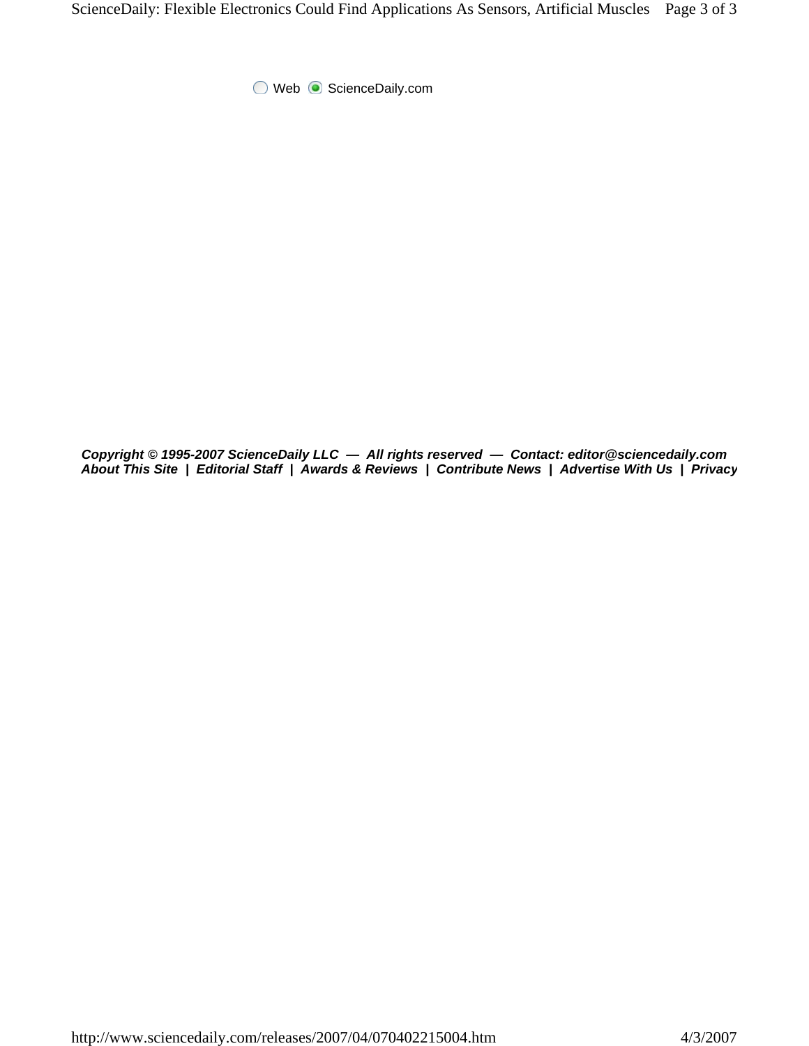◯ Web ◉ ScienceDaily.com

***Copyright © 1995-2007 ScienceDaily LLC — All rights reserved — Contact: editor@sciencedaily.com***
***About This Site | Editorial Staff | Awards & Reviews | Contribute News | Advertise With Us | Privacy***